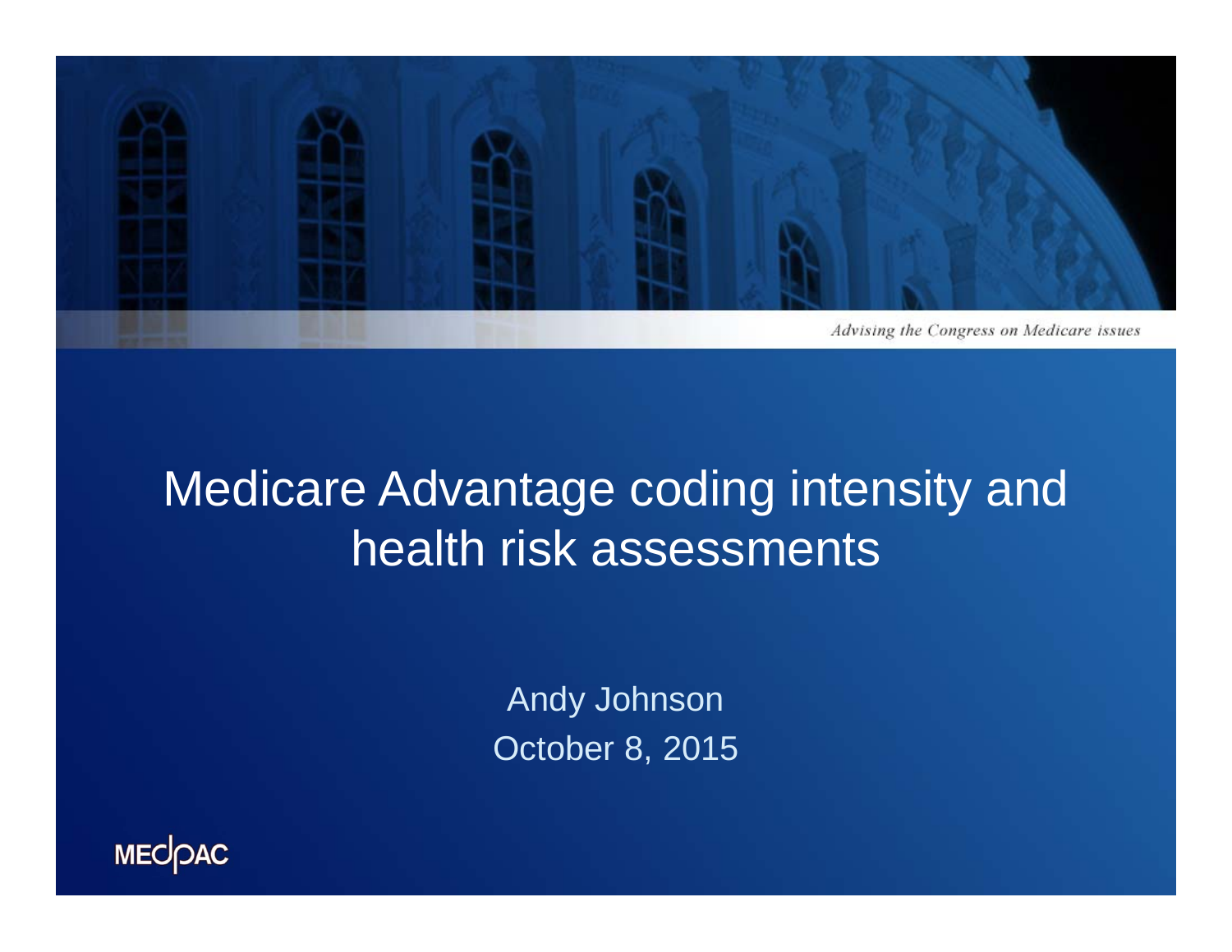*Advising the Congress on Medicare issues*

# Medicare Advantage coding intensity and health risk assessments

Andy Johnson

October 8, 2015

MEDPAC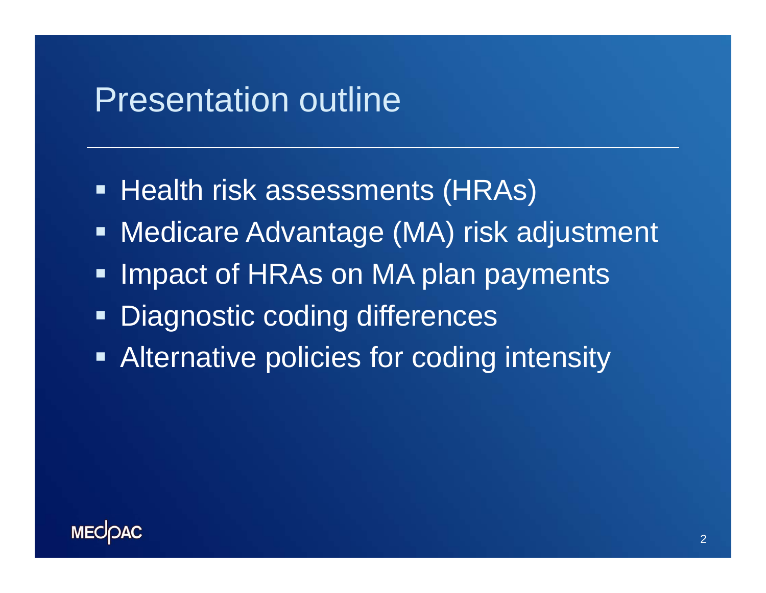# Presentation outline

- Health risk assessments (HRAs)
- Medicare Advantage (MA) risk adjustment
- Impact of HRAs on MA plan payments
- Diagnostic coding differences
- Alternative policies for coding intensity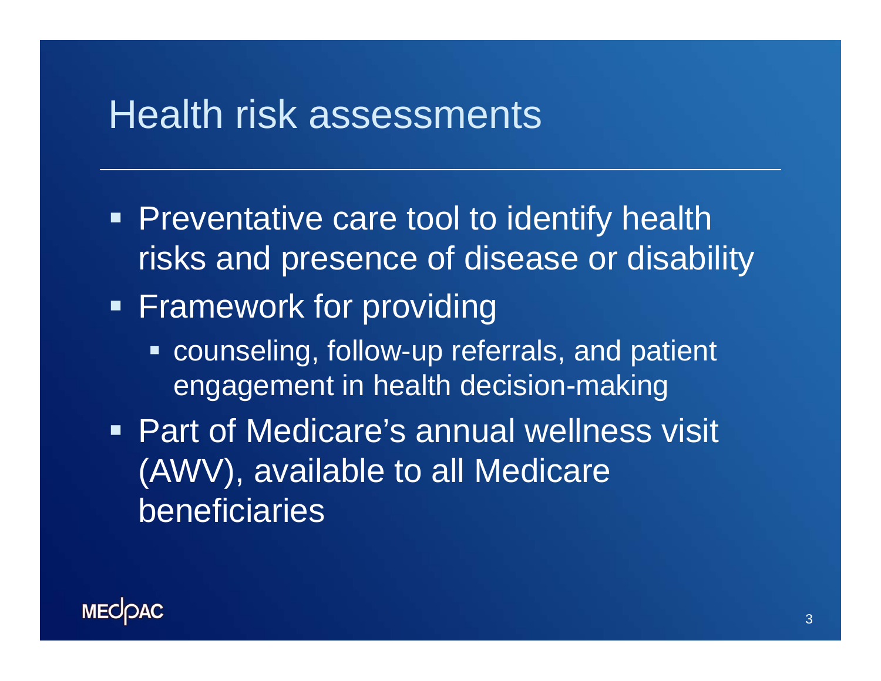# Health risk assessments

- Preventative care tool to identify health risks and presence of disease or disability
- Framework for providing
  - counseling, follow-up referrals, and patient engagement in health decision-making
- Part of Medicare's annual wellness visit (AWV), available to all Medicare beneficiaries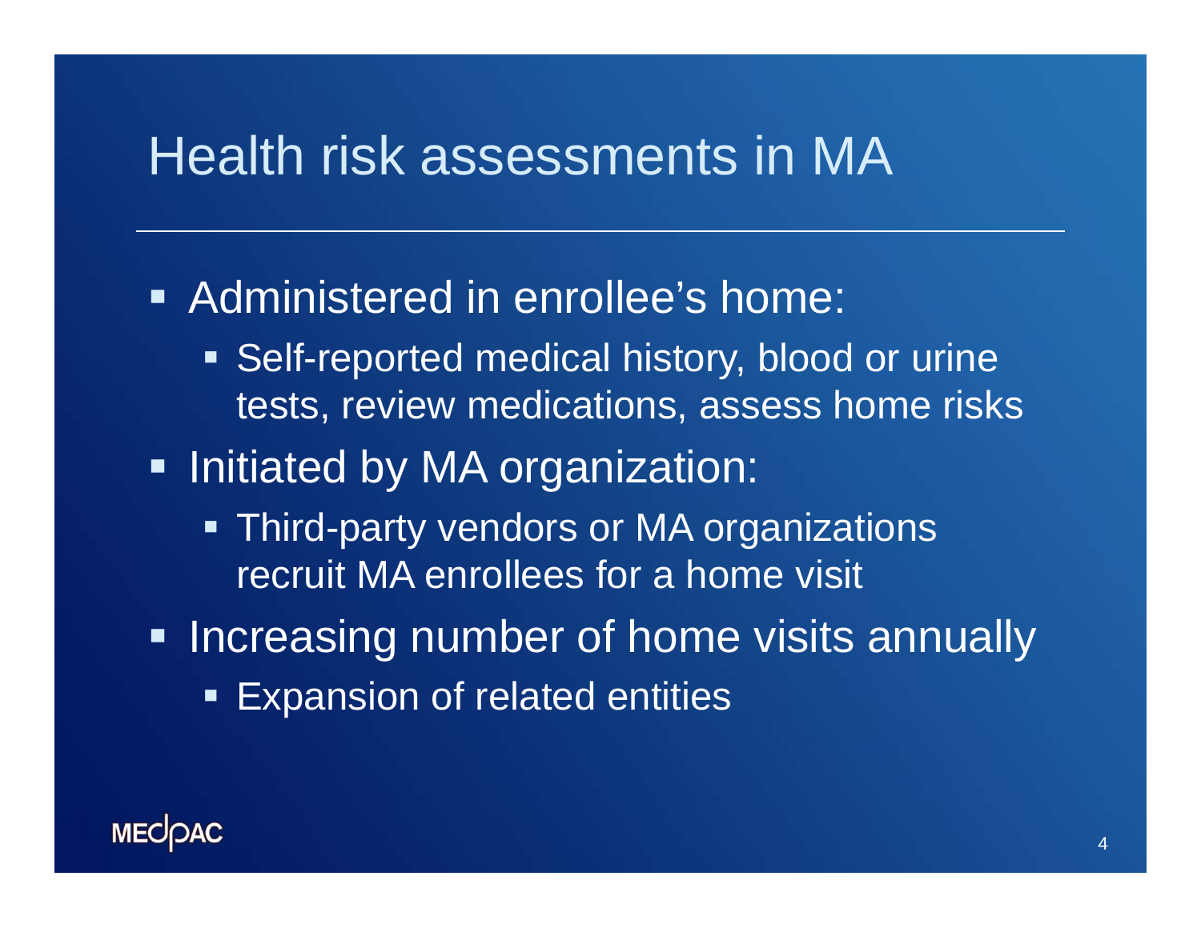# Health risk assessments in MA

- Administered in enrollee's home:
  - Self-reported medical history, blood or urine tests, review medications, assess home risks
- Initiated by MA organization:
  - Third-party vendors or MA organizations recruit MA enrollees for a home visit
- Increasing number of home visits annually
  - Expansion of related entities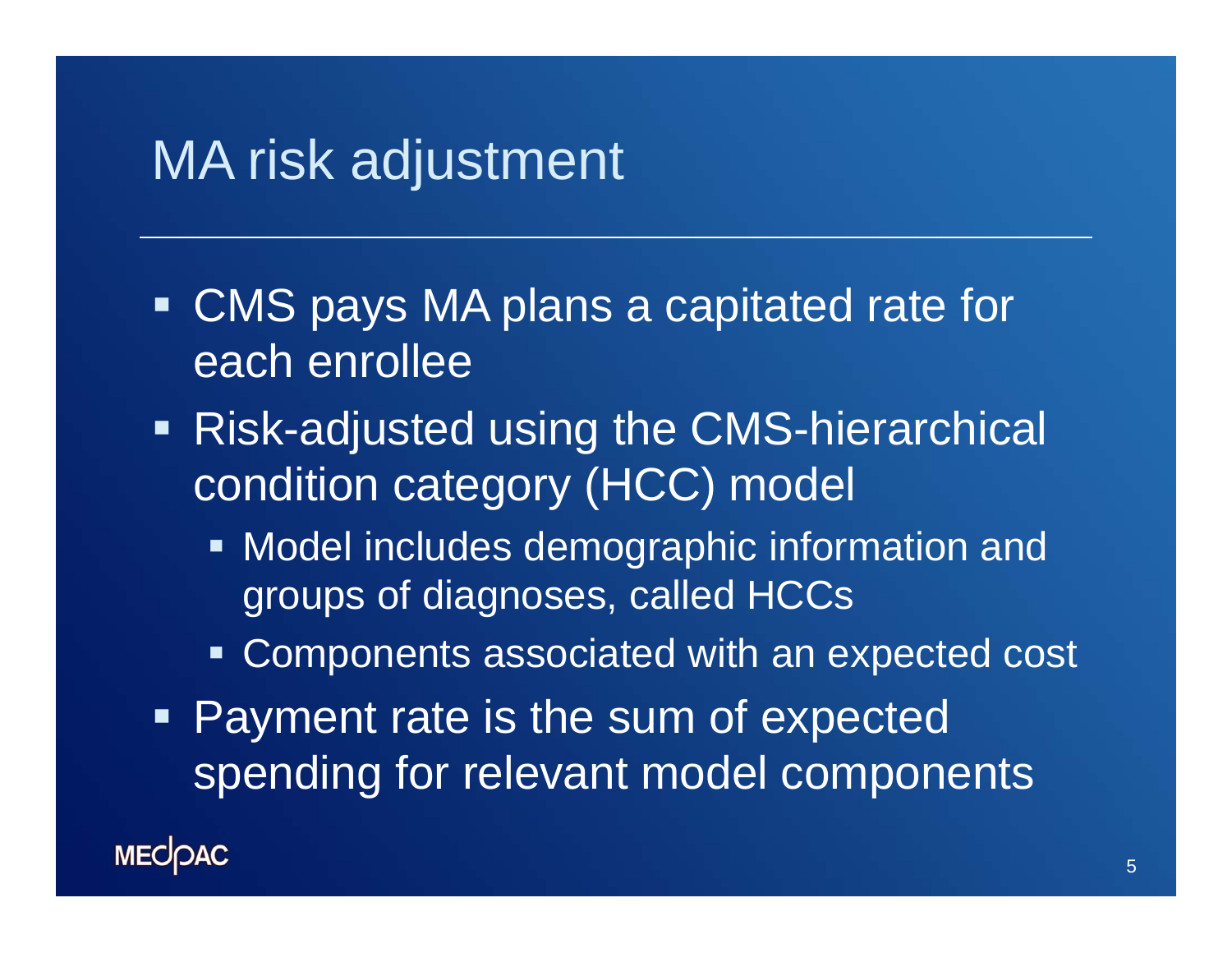# MA risk adjustment

- CMS pays MA plans a capitated rate for each enrollee
- Risk-adjusted using the CMS-hierarchical condition category (HCC) model
  - Model includes demographic information and groups of diagnoses, called HCCs
  - Components associated with an expected cost
- Payment rate is the sum of expected spending for relevant model components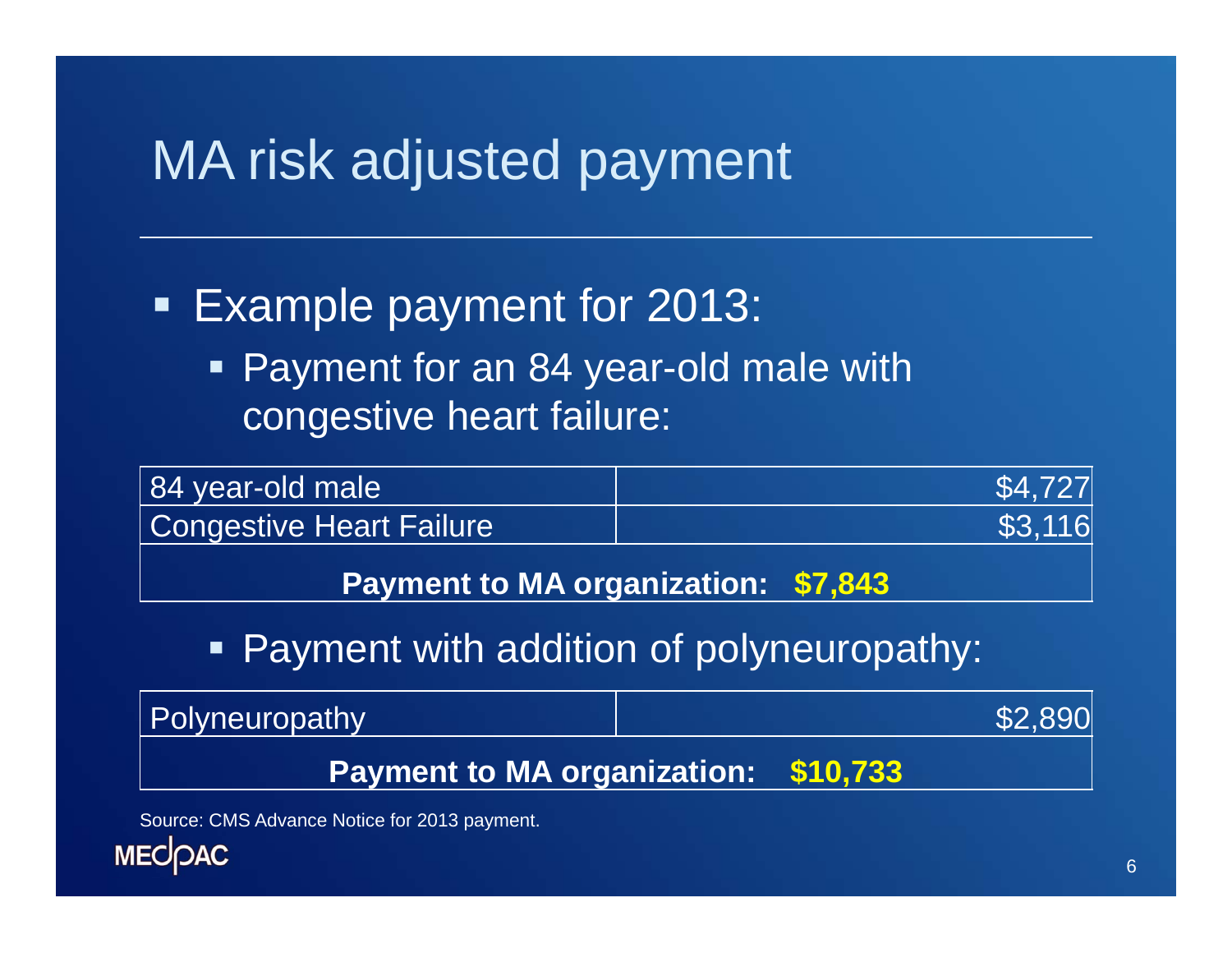# MA risk adjusted payment

- Example payment for 2013:
  - Payment for an 84 year-old male with congestive heart failure:

| 84 year-old male | $4,727 |
|---|---|
| Congestive Heart Failure | $3,116 |
| **Payment to MA organization: $7,843** | |

  - Payment with addition of polyneuropathy:

| Polyneuropathy | $2,890 |
|---|---|
| **Payment to MA organization: $10,733** | |

Source: CMS Advance Notice for 2013 payment.

MEDPAC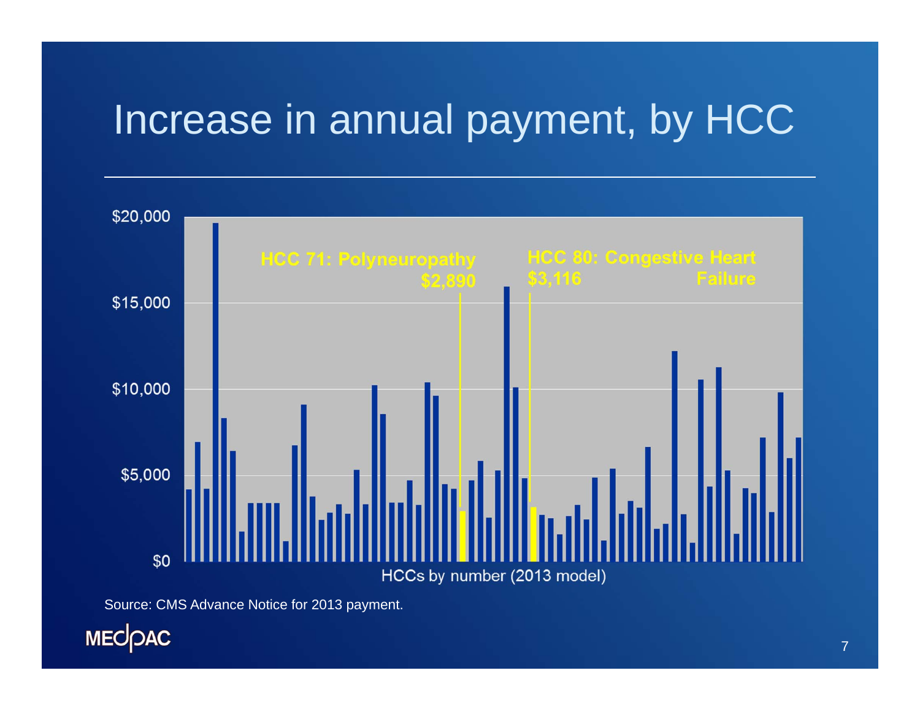# Increase in annual payment, by HCC

$20,000

$15,000

$10,000

$5,000

$0

HCC 71: Polyneuropathy $2,890

HCC 80: Congestive Heart Failure $3,116

HCCs by number (2013 model)

Source: CMS Advance Notice for 2013 payment.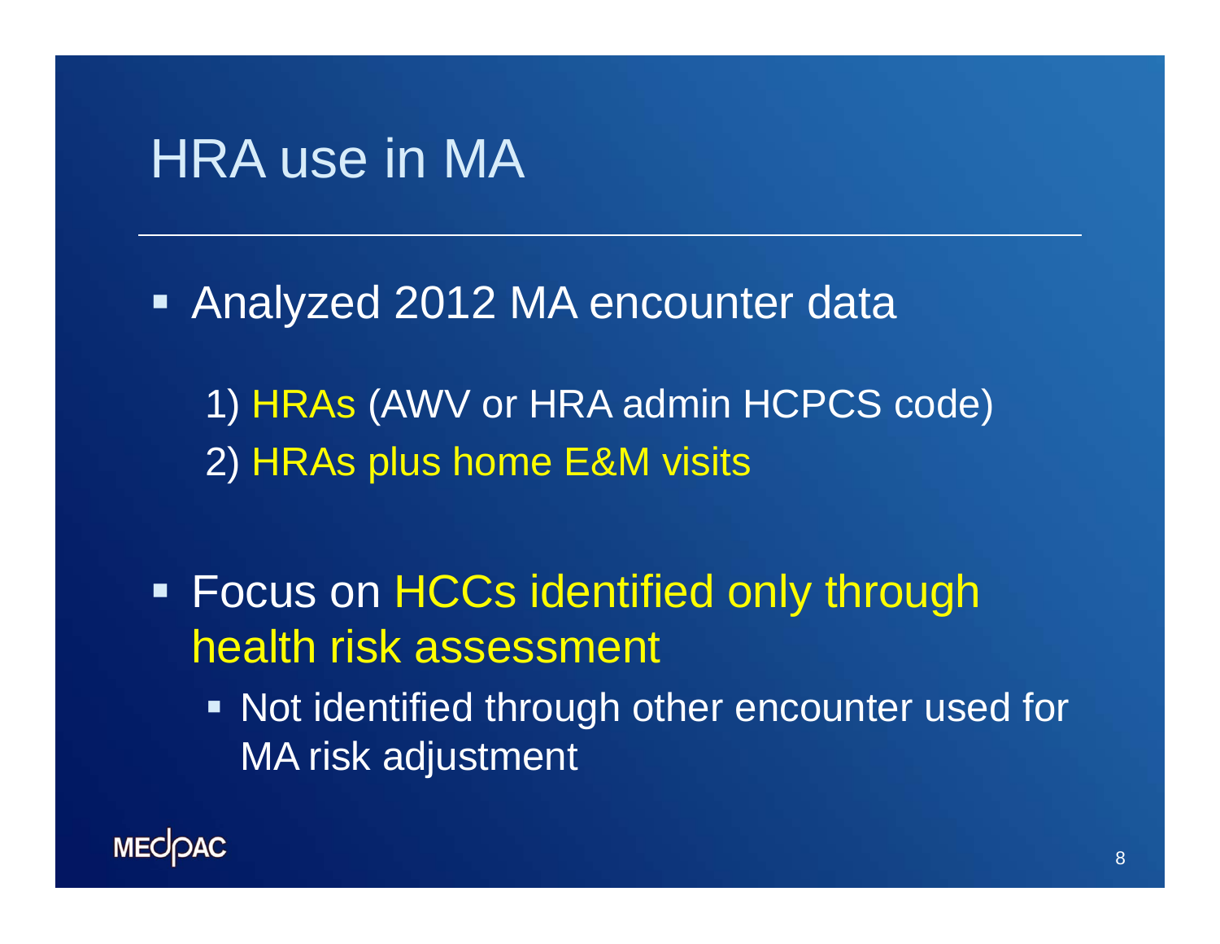# HRA use in MA

- Analyzed 2012 MA encounter data

  1) HRAs (AWV or HRA admin HCPCS code)
  2) HRAs plus home E&M visits

- Focus on HCCs identified only through health risk assessment
  - Not identified through other encounter used for MA risk adjustment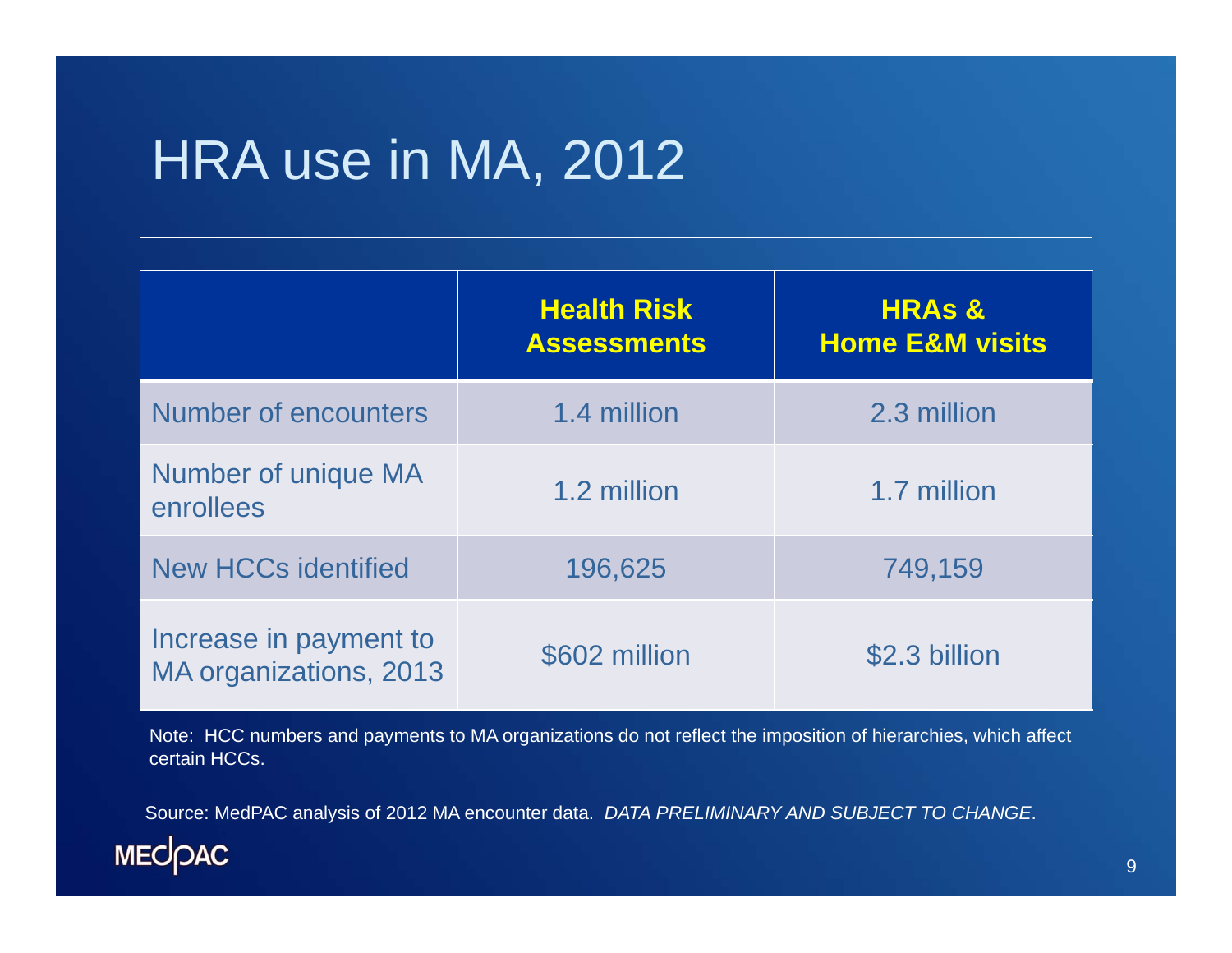# HRA use in MA, 2012

| | Health Risk Assessments | HRAs & Home E&M visits |
|---|---|---|
| Number of encounters | 1.4 million | 2.3 million |
| Number of unique MA enrollees | 1.2 million | 1.7 million |
| New HCCs identified | 196,625 | 749,159 |
| Increase in payment to MA organizations, 2013 | $602 million | $2.3 billion |

Note: HCC numbers and payments to MA organizations do not reflect the imposition of hierarchies, which affect certain HCCs.

Source: MedPAC analysis of 2012 MA encounter data. *DATA PRELIMINARY AND SUBJECT TO CHANGE*.

MEDPAC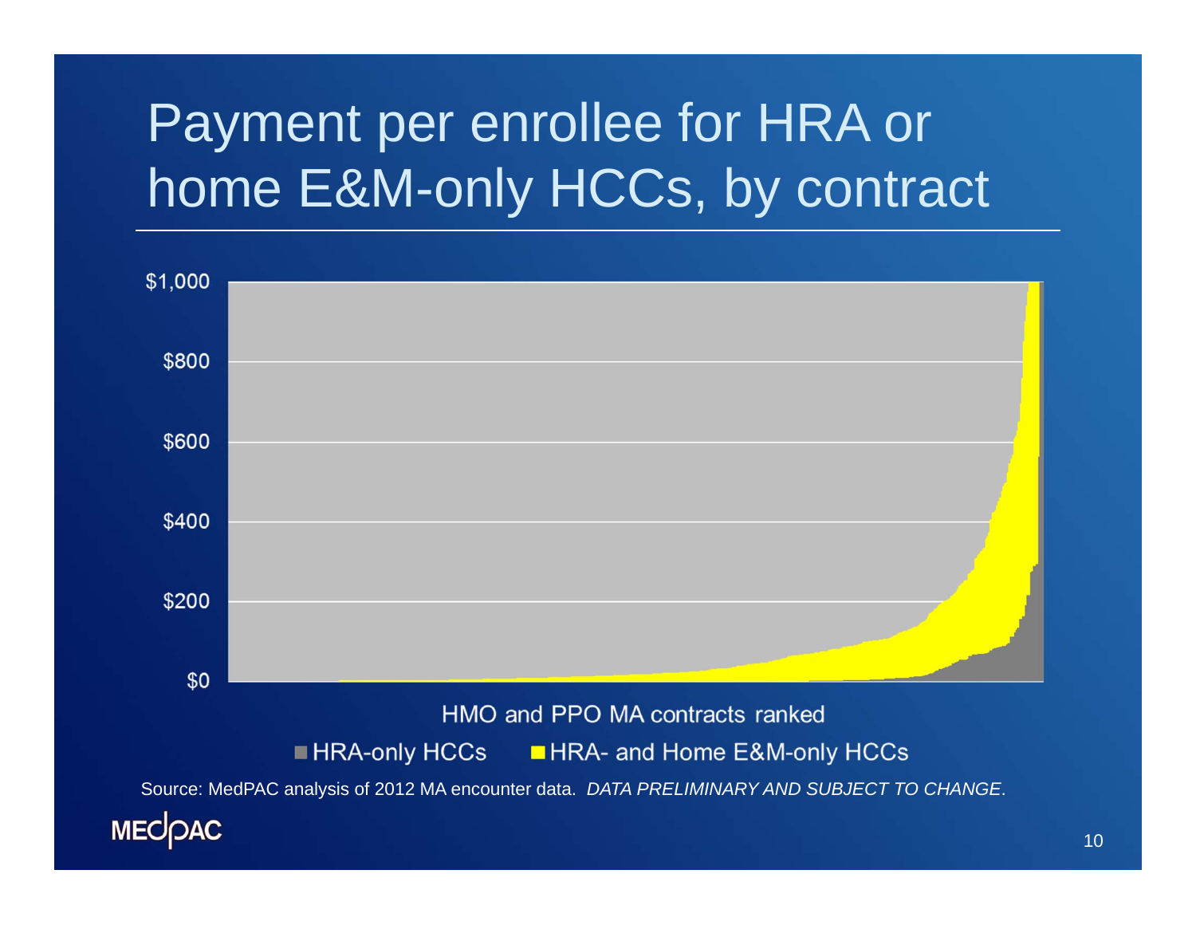# Payment per enrollee for HRA or home E&M-only HCCs, by contract

$1,000

$800

$600

$400

$200

$0

HMO and PPO MA contracts ranked

■ HRA-only HCCs ■ HRA- and Home E&M-only HCCs

Source: MedPAC analysis of 2012 MA encounter data. *DATA PRELIMINARY AND SUBJECT TO CHANGE*.

MEDPAC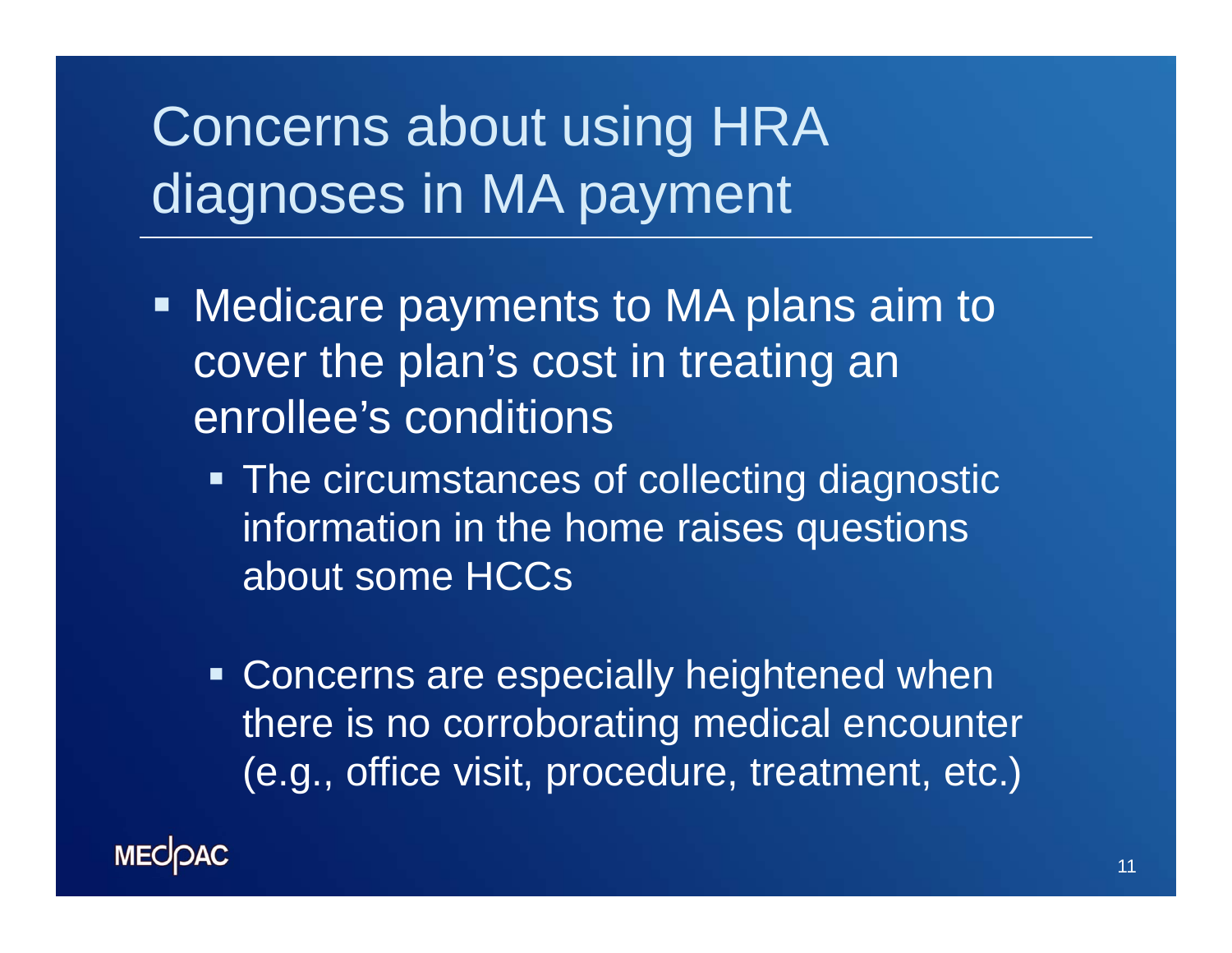# Concerns about using HRA diagnoses in MA payment

- Medicare payments to MA plans aim to cover the plan's cost in treating an enrollee's conditions
  - The circumstances of collecting diagnostic information in the home raises questions about some HCCs
  - Concerns are especially heightened when there is no corroborating medical encounter (e.g., office visit, procedure, treatment, etc.)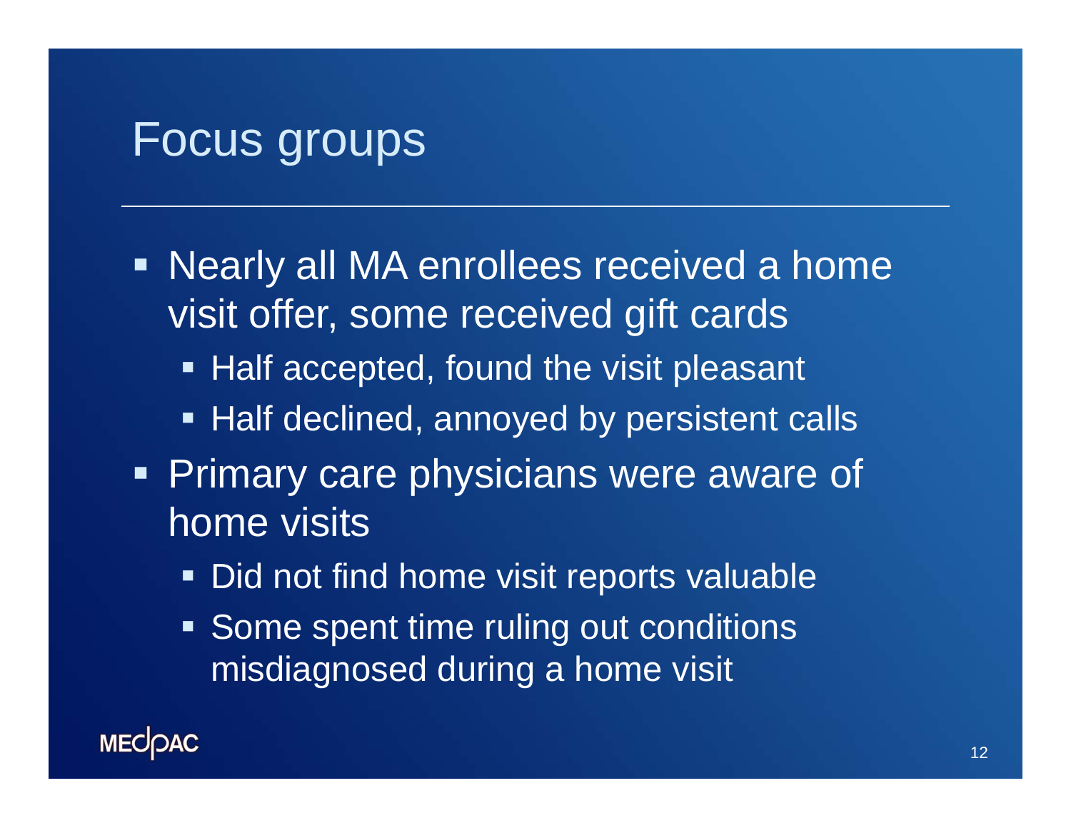# Focus groups

- Nearly all MA enrollees received a home visit offer, some received gift cards
  - Half accepted, found the visit pleasant
  - Half declined, annoyed by persistent calls
- Primary care physicians were aware of home visits
  - Did not find home visit reports valuable
  - Some spent time ruling out conditions misdiagnosed during a home visit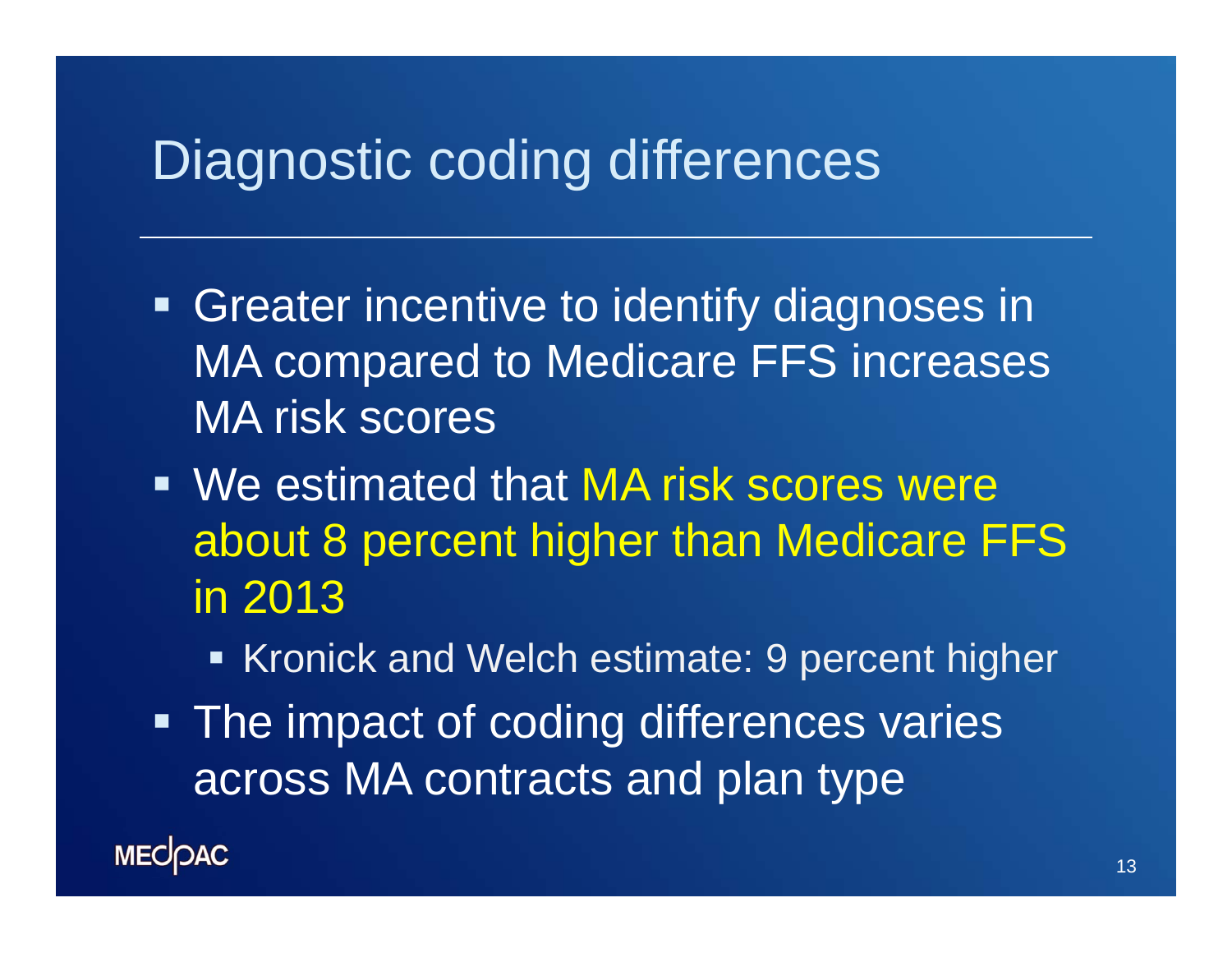# Diagnostic coding differences

- Greater incentive to identify diagnoses in MA compared to Medicare FFS increases MA risk scores
- We estimated that MA risk scores were about 8 percent higher than Medicare FFS in 2013
  - Kronick and Welch estimate: 9 percent higher
- The impact of coding differences varies across MA contracts and plan type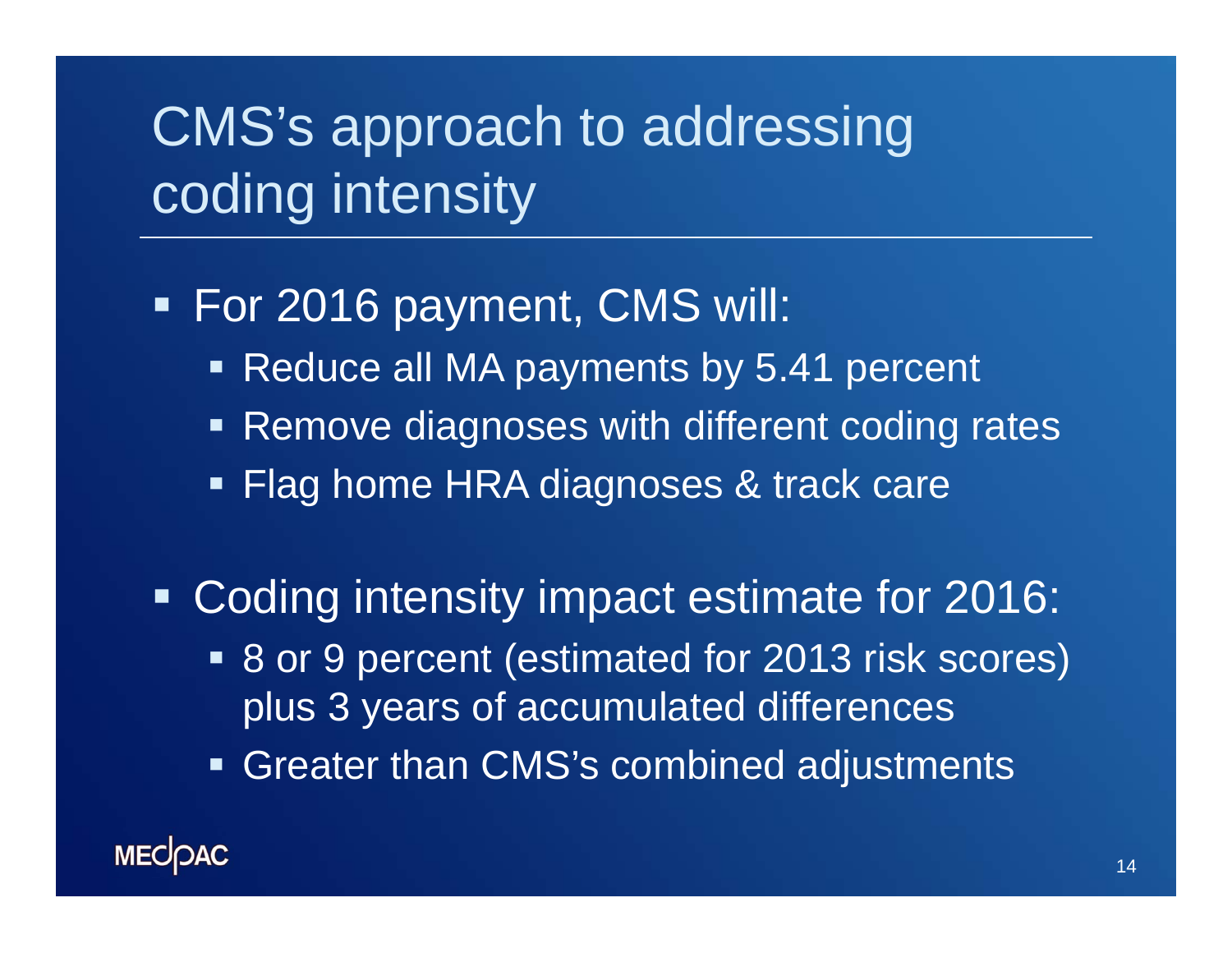# CMS's approach to addressing coding intensity

- For 2016 payment, CMS will:
  - Reduce all MA payments by 5.41 percent
  - Remove diagnoses with different coding rates
  - Flag home HRA diagnoses & track care
- Coding intensity impact estimate for 2016:
  - 8 or 9 percent (estimated for 2013 risk scores) plus 3 years of accumulated differences
  - Greater than CMS's combined adjustments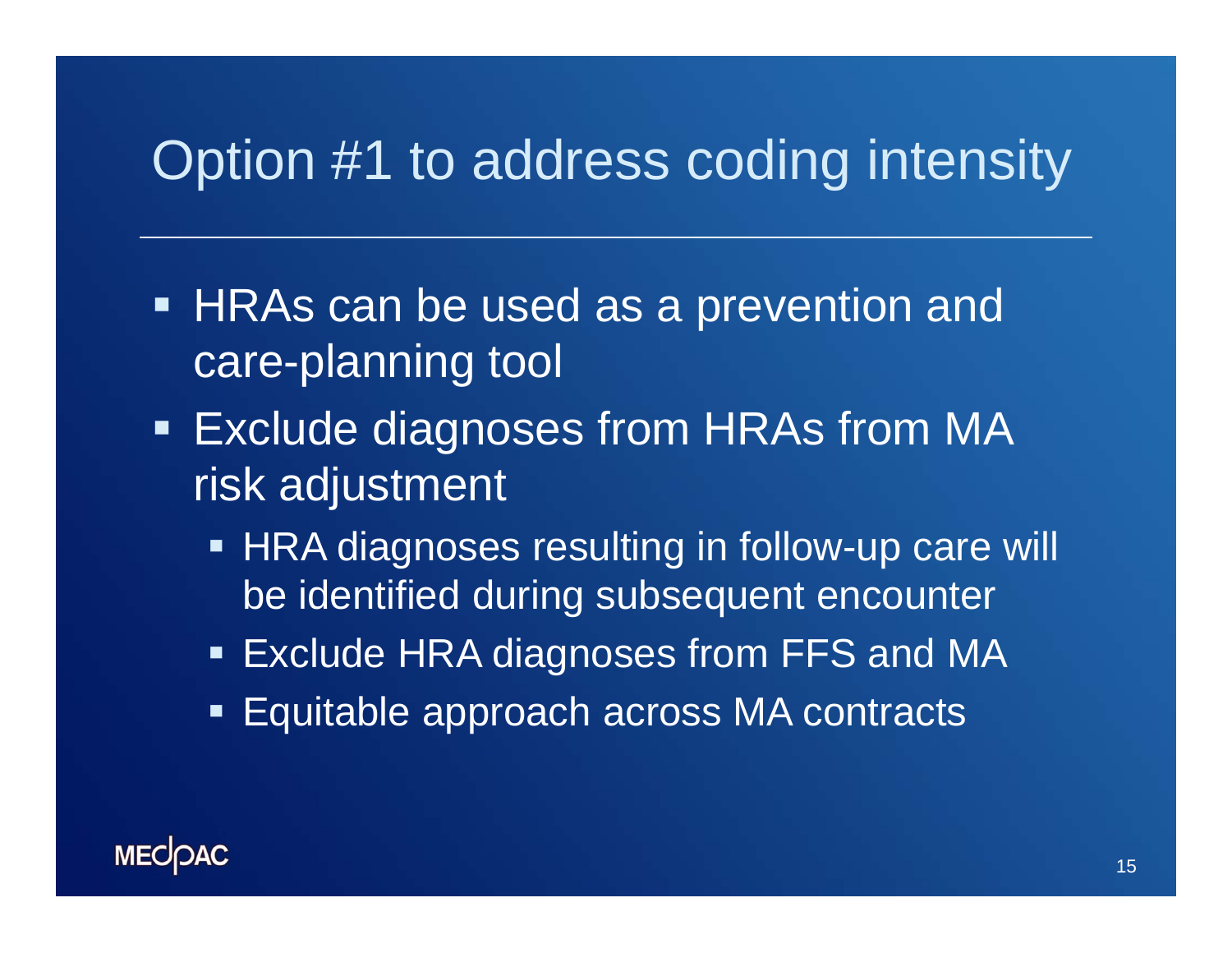# Option #1 to address coding intensity

- HRAs can be used as a prevention and care-planning tool
- Exclude diagnoses from HRAs from MA risk adjustment
  - HRA diagnoses resulting in follow-up care will be identified during subsequent encounter
  - Exclude HRA diagnoses from FFS and MA
  - Equitable approach across MA contracts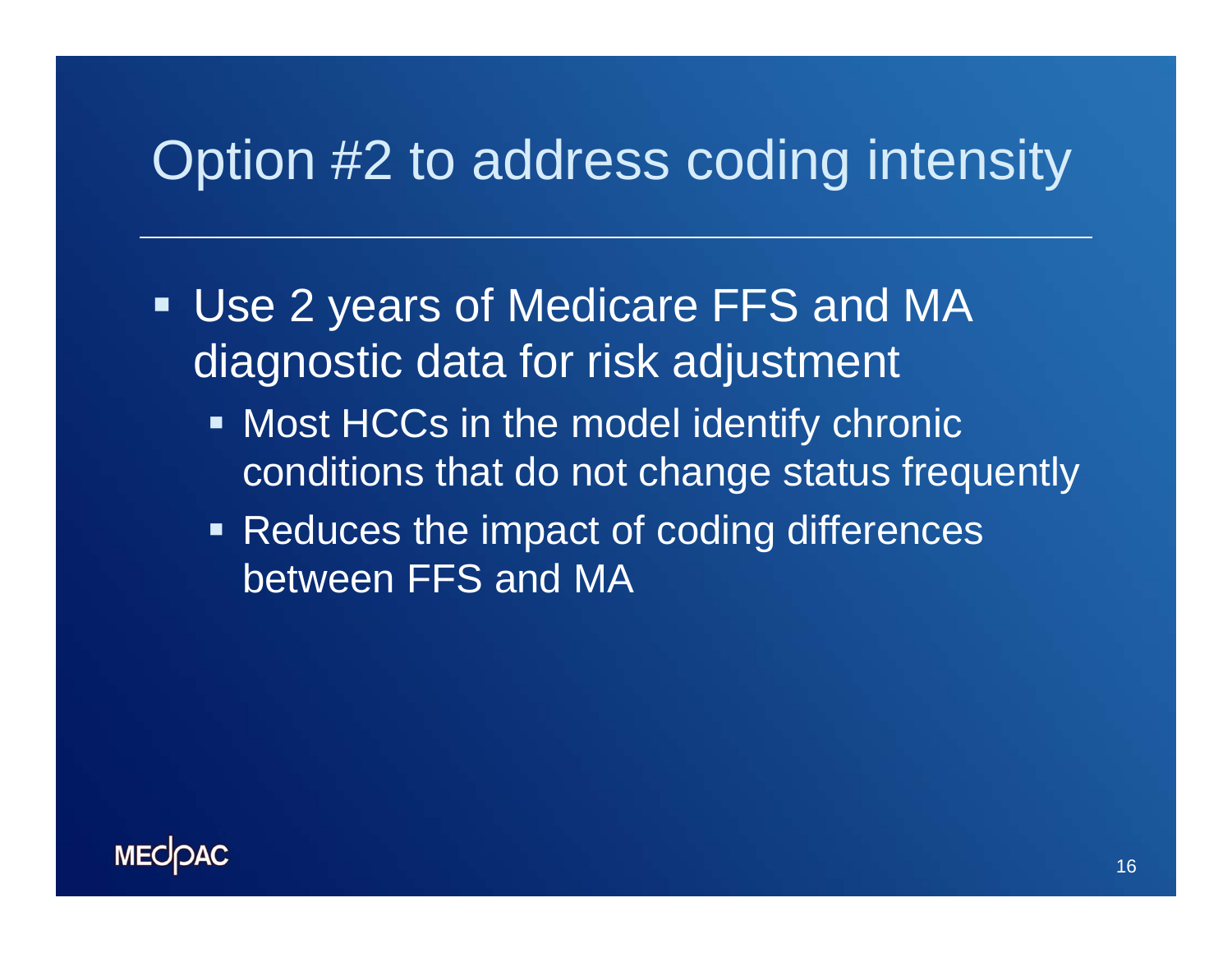# Option #2 to address coding intensity

- Use 2 years of Medicare FFS and MA diagnostic data for risk adjustment
  - Most HCCs in the model identify chronic conditions that do not change status frequently
  - Reduces the impact of coding differences between FFS and MA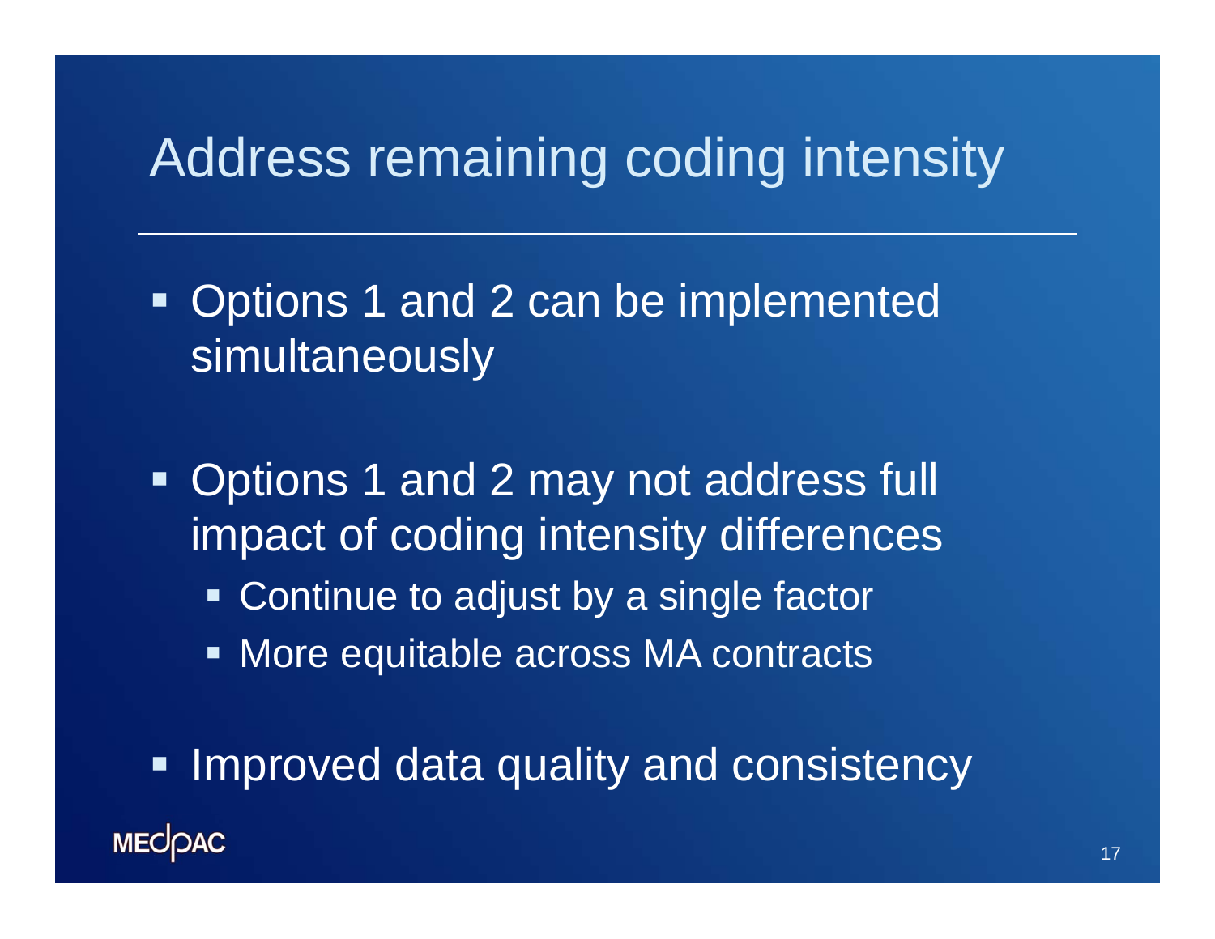# Address remaining coding intensity

- Options 1 and 2 can be implemented simultaneously
- Options 1 and 2 may not address full impact of coding intensity differences
  - Continue to adjust by a single factor
  - More equitable across MA contracts
- Improved data quality and consistency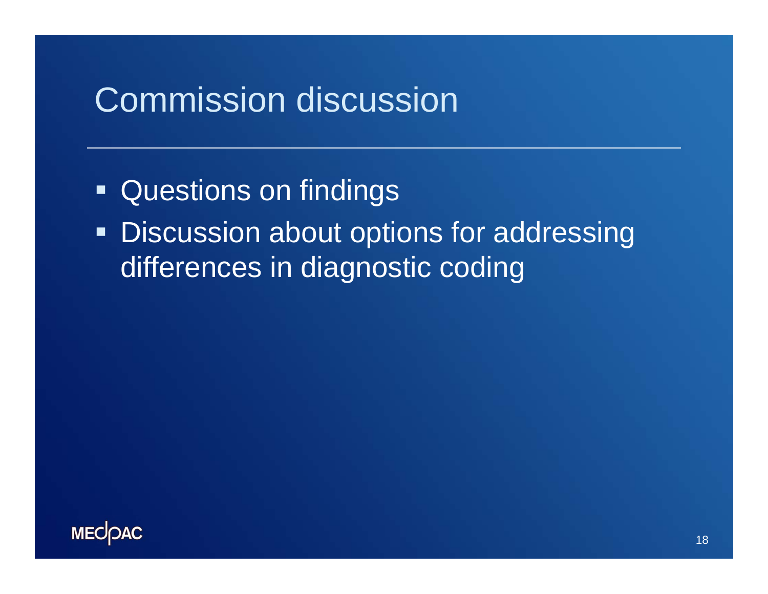# Commission discussion

- Questions on findings
- Discussion about options for addressing differences in diagnostic coding